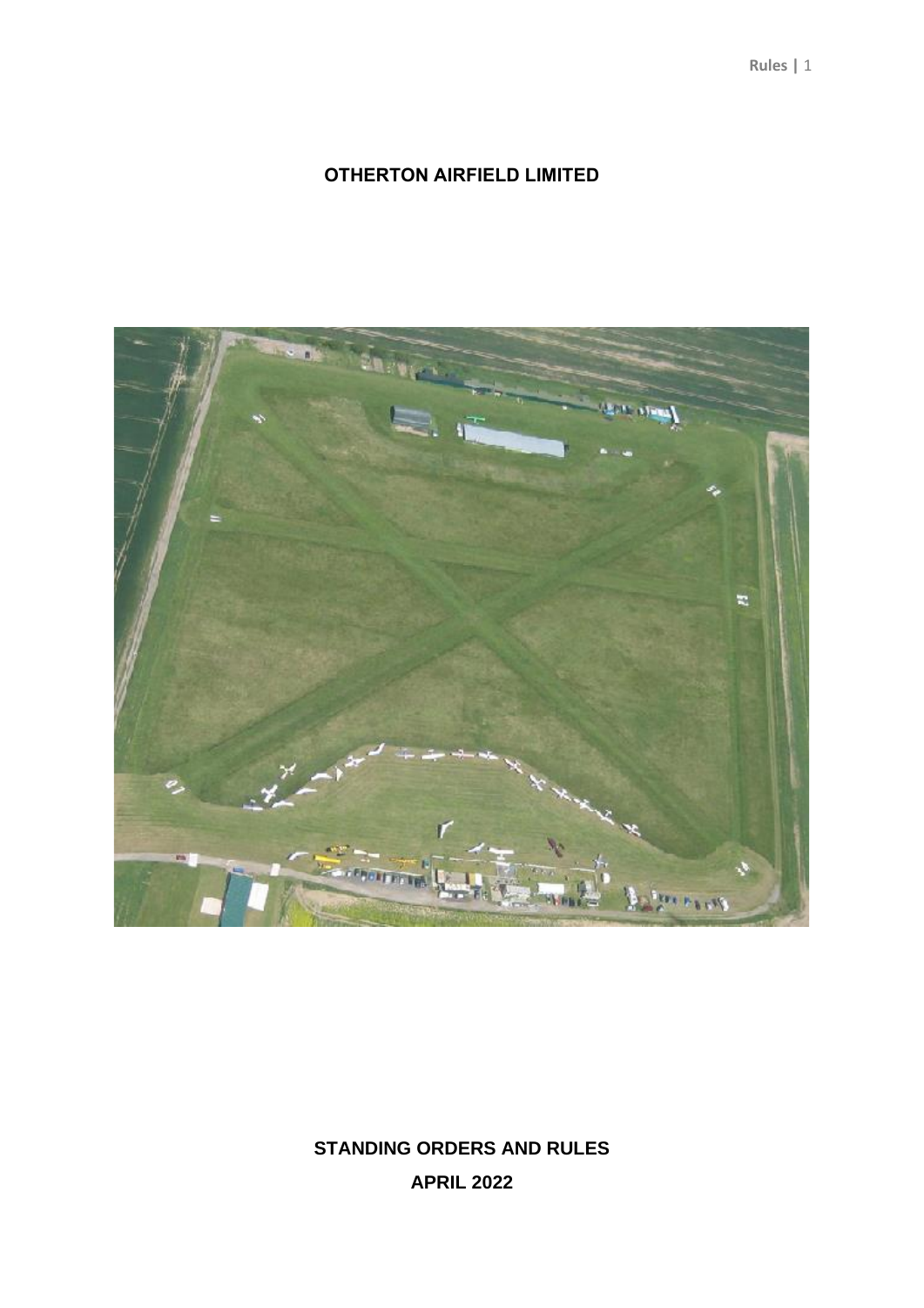# OTHERTON AIRFIELD LIMITED

## STANDING ORDERS AND RULES

## APRIL 2022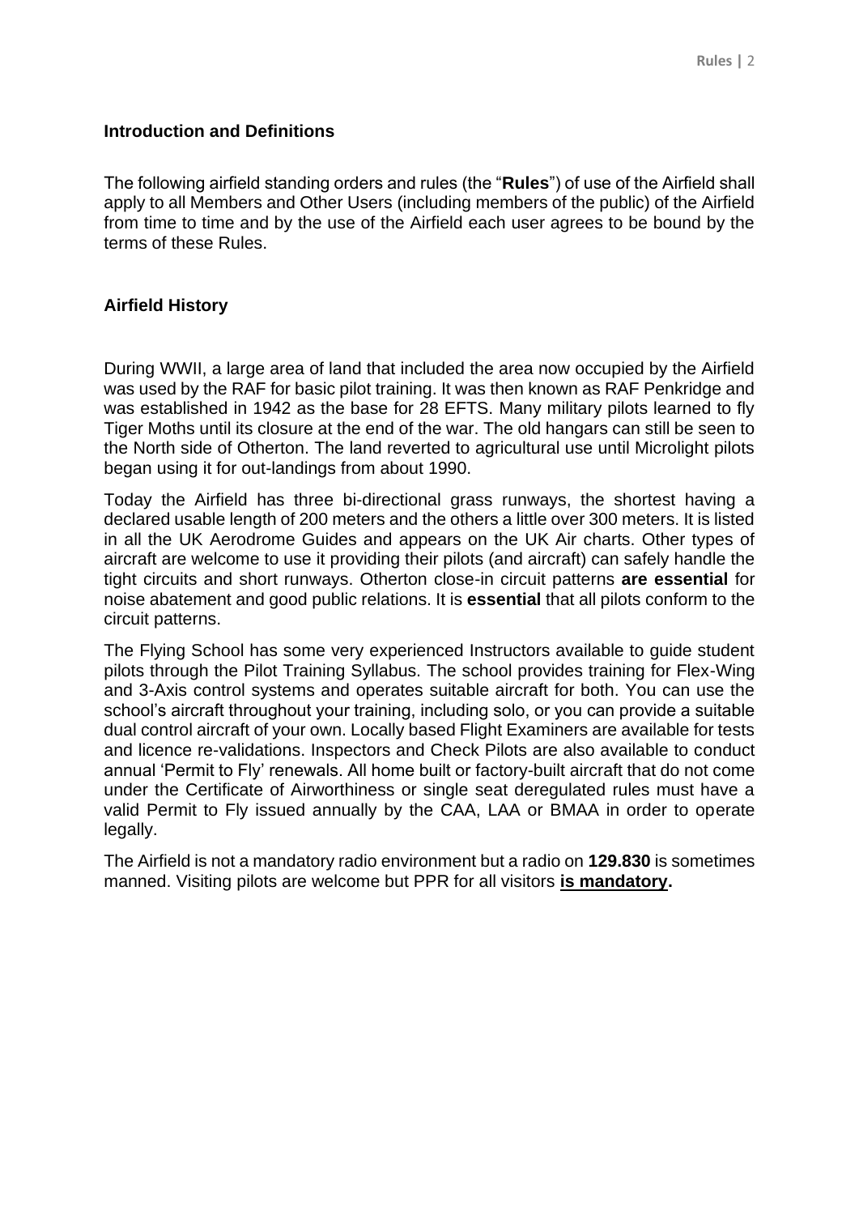## Introduction and Definitions

The following airfield standing orders and rules (the "**Rules**") of use of the Airfield shall apply to all Members and Other Users (including members of the public) of the Airfield from time to time and by the use of the Airfield each user agrees to be bound by the terms of these Rules.

## Airfield History

During WWII, a large area of land that included the area now occupied by the Airfield was used by the RAF for basic pilot training. It was then known as RAF Penkridge and was established in 1942 as the base for 28 EFTS. Many military pilots learned to fly Tiger Moths until its closure at the end of the war. The old hangars can still be seen to the North side of Otherton. The land reverted to agricultural use until Microlight pilots began using it for out-landings from about 1990.

Today the Airfield has three bi-directional grass runways, the shortest having a declared usable length of 200 meters and the others a little over 300 meters. It is listed in all the UK Aerodrome Guides and appears on the UK Air charts. Other types of aircraft are welcome to use it providing their pilots (and aircraft) can safely handle the tight circuits and short runways. Otherton close-in circuit patterns **are essential** for noise abatement and good public relations. It is **essential** that all pilots conform to the circuit patterns.

The Flying School has some very experienced Instructors available to guide student pilots through the Pilot Training Syllabus. The school provides training for Flex-Wing and 3-Axis control systems and operates suitable aircraft for both. You can use the school's aircraft throughout your training, including solo, or you can provide a suitable dual control aircraft of your own. Locally based Flight Examiners are available for tests and licence re-validations. Inspectors and Check Pilots are also available to conduct annual 'Permit to Fly' renewals. All home built or factory-built aircraft that do not come under the Certificate of Airworthiness or single seat deregulated rules must have a valid Permit to Fly issued annually by the CAA, LAA or BMAA in order to operate legally.

The Airfield is not a mandatory radio environment but a radio on **129.830** is sometimes manned. Visiting pilots are welcome but PPR for all visitors **is mandatory.**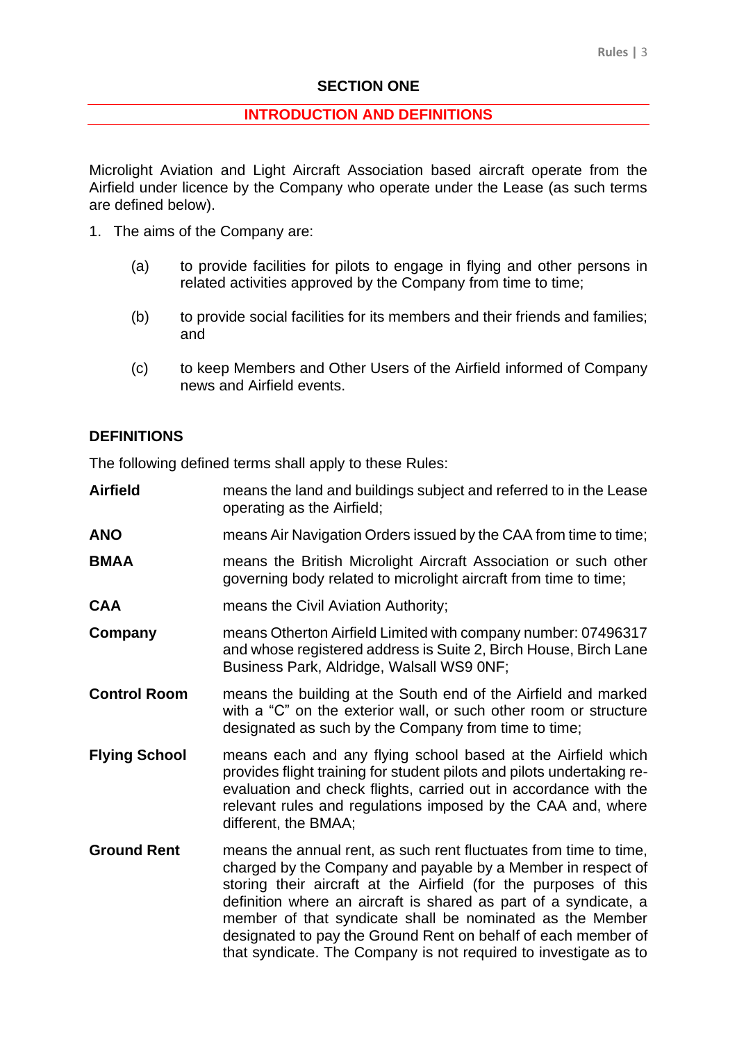## SECTION ONE

## INTRODUCTION AND DEFINITIONS

Microlight Aviation and Light Aircraft Association based aircraft operate from the Airfield under licence by the Company who operate under the Lease (as such terms are defined below).

1. The aims of the Company are:

   (a) to provide facilities for pilots to engage in flying and other persons in related activities approved by the Company from time to time;

   (b) to provide social facilities for its members and their friends and families; and

   (c) to keep Members and Other Users of the Airfield informed of Company news and Airfield events.

### DEFINITIONS

The following defined terms shall apply to these Rules:

**Airfield** means the land and buildings subject and referred to in the Lease operating as the Airfield;

**ANO** means Air Navigation Orders issued by the CAA from time to time;

**BMAA** means the British Microlight Aircraft Association or such other governing body related to microlight aircraft from time to time;

**CAA** means the Civil Aviation Authority;

**Company** means Otherton Airfield Limited with company number: 07496317 and whose registered address is Suite 2, Birch House, Birch Lane Business Park, Aldridge, Walsall WS9 0NF;

**Control Room** means the building at the South end of the Airfield and marked with a "C" on the exterior wall, or such other room or structure designated as such by the Company from time to time;

**Flying School** means each and any flying school based at the Airfield which provides flight training for student pilots and pilots undertaking re-evaluation and check flights, carried out in accordance with the relevant rules and regulations imposed by the CAA and, where different, the BMAA;

**Ground Rent** means the annual rent, as such rent fluctuates from time to time, charged by the Company and payable by a Member in respect of storing their aircraft at the Airfield (for the purposes of this definition where an aircraft is shared as part of a syndicate, a member of that syndicate shall be nominated as the Member designated to pay the Ground Rent on behalf of each member of that syndicate. The Company is not required to investigate as to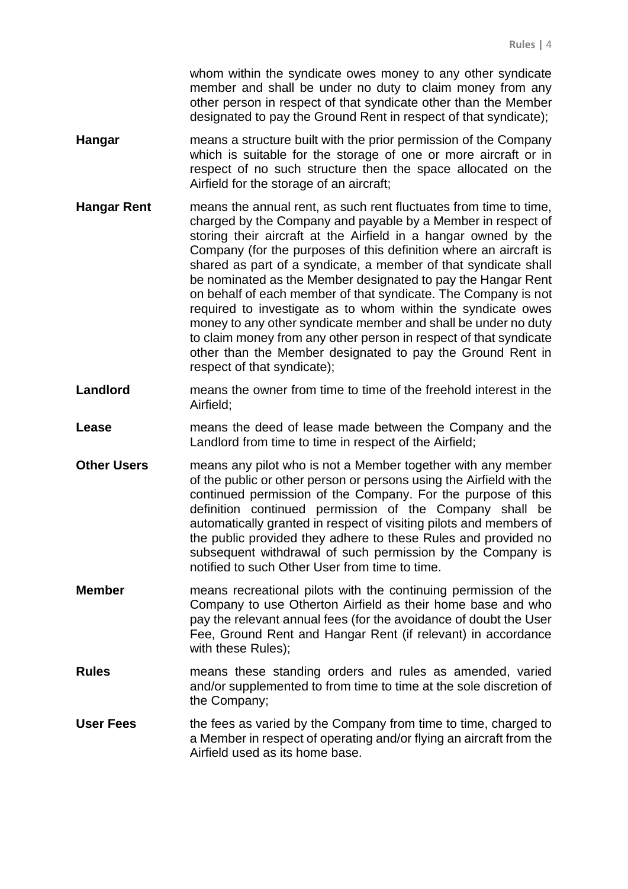whom within the syndicate owes money to any other syndicate member and shall be under no duty to claim money from any other person in respect of that syndicate other than the Member designated to pay the Ground Rent in respect of that syndicate);

**Hangar** means a structure built with the prior permission of the Company which is suitable for the storage of one or more aircraft or in respect of no such structure then the space allocated on the Airfield for the storage of an aircraft;

**Hangar Rent** means the annual rent, as such rent fluctuates from time to time, charged by the Company and payable by a Member in respect of storing their aircraft at the Airfield in a hangar owned by the Company (for the purposes of this definition where an aircraft is shared as part of a syndicate, a member of that syndicate shall be nominated as the Member designated to pay the Hangar Rent on behalf of each member of that syndicate. The Company is not required to investigate as to whom within the syndicate owes money to any other syndicate member and shall be under no duty to claim money from any other person in respect of that syndicate other than the Member designated to pay the Ground Rent in respect of that syndicate);

**Landlord** means the owner from time to time of the freehold interest in the Airfield;

**Lease** means the deed of lease made between the Company and the Landlord from time to time in respect of the Airfield;

**Other Users** means any pilot who is not a Member together with any member of the public or other person or persons using the Airfield with the continued permission of the Company. For the purpose of this definition continued permission of the Company shall be automatically granted in respect of visiting pilots and members of the public provided they adhere to these Rules and provided no subsequent withdrawal of such permission by the Company is notified to such Other User from time to time.

**Member** means recreational pilots with the continuing permission of the Company to use Otherton Airfield as their home base and who pay the relevant annual fees (for the avoidance of doubt the User Fee, Ground Rent and Hangar Rent (if relevant) in accordance with these Rules);

**Rules** means these standing orders and rules as amended, varied and/or supplemented to from time to time at the sole discretion of the Company;

**User Fees** the fees as varied by the Company from time to time, charged to a Member in respect of operating and/or flying an aircraft from the Airfield used as its home base.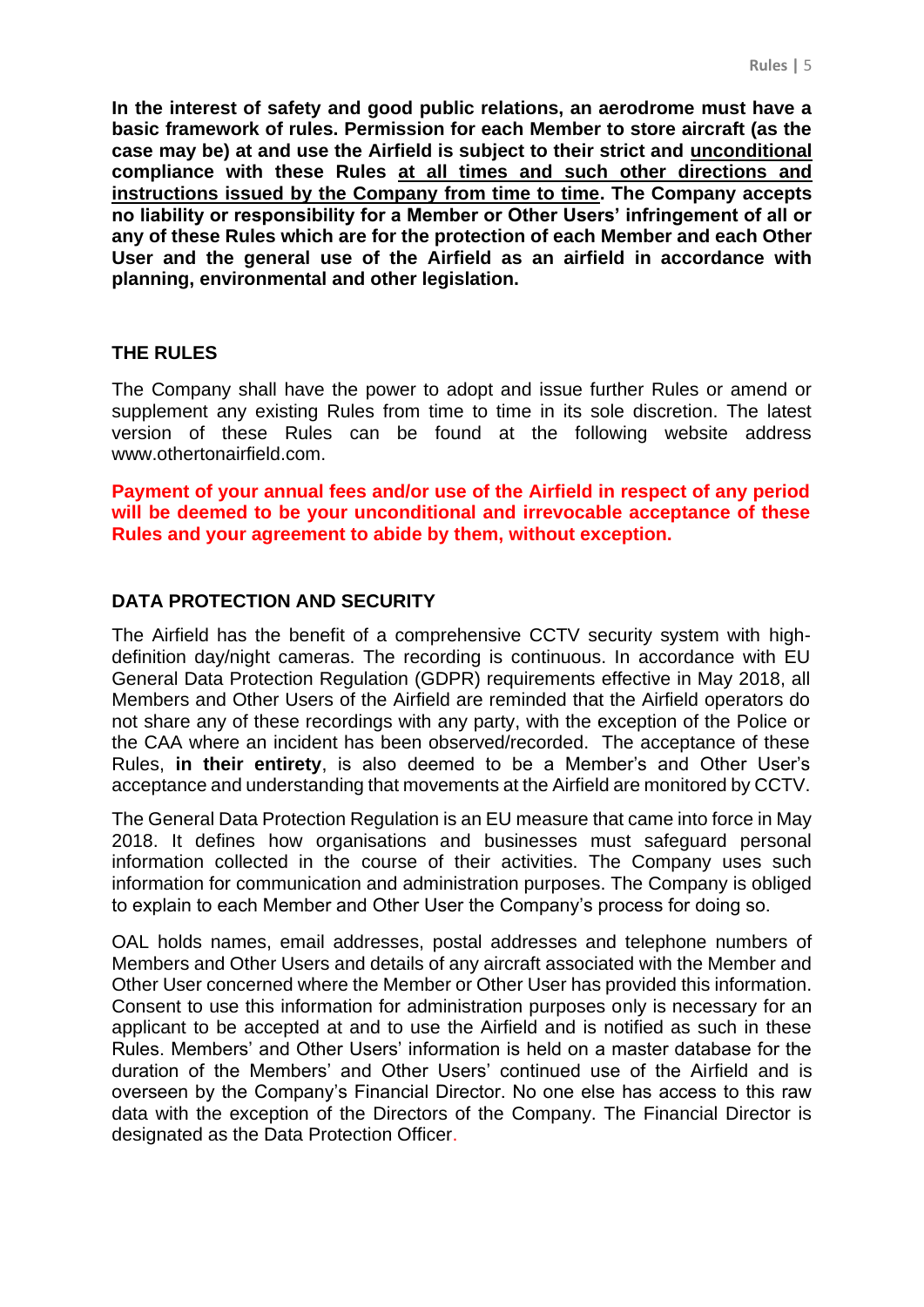**In the interest of safety and good public relations, an aerodrome must have a basic framework of rules. Permission for each Member to store aircraft (as the case may be) at and use the Airfield is subject to their strict and <u>unconditional</u> compliance with these Rules <u>at all times and such other directions and instructions issued by the Company from time to time</u>. The Company accepts no liability or responsibility for a Member or Other Users' infringement of all or any of these Rules which are for the protection of each Member and each Other User and the general use of the Airfield as an airfield in accordance with planning, environmental and other legislation.**

## THE RULES

The Company shall have the power to adopt and issue further Rules or amend or supplement any existing Rules from time to time in its sole discretion. The latest version of these Rules can be found at the following website address www.othertonairfield.com.

**Payment of your annual fees and/or use of the Airfield in respect of any period will be deemed to be your unconditional and irrevocable acceptance of these Rules and your agreement to abide by them, without exception.**

## DATA PROTECTION AND SECURITY

The Airfield has the benefit of a comprehensive CCTV security system with high-definition day/night cameras. The recording is continuous. In accordance with EU General Data Protection Regulation (GDPR) requirements effective in May 2018, all Members and Other Users of the Airfield are reminded that the Airfield operators do not share any of these recordings with any party, with the exception of the Police or the CAA where an incident has been observed/recorded. The acceptance of these Rules, **in their entirety**, is also deemed to be a Member's and Other User's acceptance and understanding that movements at the Airfield are monitored by CCTV.

The General Data Protection Regulation is an EU measure that came into force in May 2018. It defines how organisations and businesses must safeguard personal information collected in the course of their activities. The Company uses such information for communication and administration purposes. The Company is obliged to explain to each Member and Other User the Company's process for doing so.

OAL holds names, email addresses, postal addresses and telephone numbers of Members and Other Users and details of any aircraft associated with the Member and Other User concerned where the Member or Other User has provided this information. Consent to use this information for administration purposes only is necessary for an applicant to be accepted at and to use the Airfield and is notified as such in these Rules. Members' and Other Users' information is held on a master database for the duration of the Members' and Other Users' continued use of the Airfield and is overseen by the Company's Financial Director. No one else has access to this raw data with the exception of the Directors of the Company. The Financial Director is designated as the Data Protection Officer.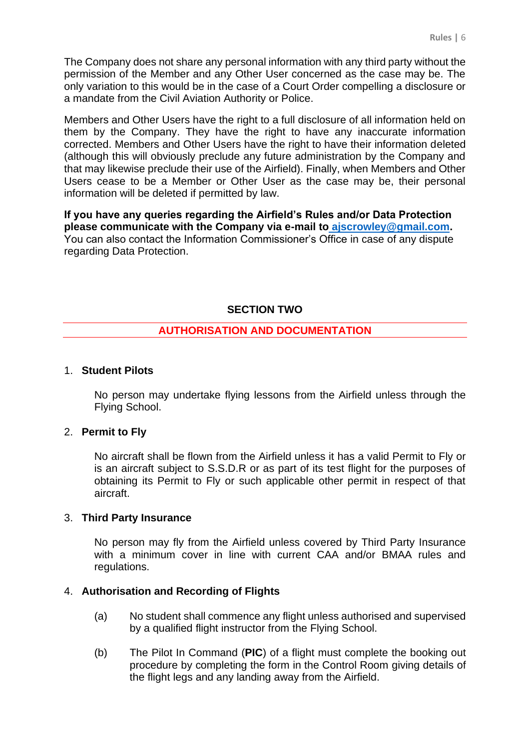The Company does not share any personal information with any third party without the permission of the Member and any Other User concerned as the case may be. The only variation to this would be in the case of a Court Order compelling a disclosure or a mandate from the Civil Aviation Authority or Police.

Members and Other Users have the right to a full disclosure of all information held on them by the Company. They have the right to have any inaccurate information corrected. Members and Other Users have the right to have their information deleted (although this will obviously preclude any future administration by the Company and that may likewise preclude their use of the Airfield). Finally, when Members and Other Users cease to be a Member or Other User as the case may be, their personal information will be deleted if permitted by law.

**If you have any queries regarding the Airfield's Rules and/or Data Protection please communicate with the Company via e-mail to [ajscrowley@gmail.com](mailto:ajscrowley@gmail.com).** You can also contact the Information Commissioner's Office in case of any dispute regarding Data Protection.

## SECTION TWO

## AUTHORISATION AND DOCUMENTATION

1. **Student Pilots**

   No person may undertake flying lessons from the Airfield unless through the Flying School.

2. **Permit to Fly**

   No aircraft shall be flown from the Airfield unless it has a valid Permit to Fly or is an aircraft subject to S.S.D.R or as part of its test flight for the purposes of obtaining its Permit to Fly or such applicable other permit in respect of that aircraft.

3. **Third Party Insurance**

   No person may fly from the Airfield unless covered by Third Party Insurance with a minimum cover in line with current CAA and/or BMAA rules and regulations.

4. **Authorisation and Recording of Flights**

   (a) No student shall commence any flight unless authorised and supervised by a qualified flight instructor from the Flying School.

   (b) The Pilot In Command (**PIC**) of a flight must complete the booking out procedure by completing the form in the Control Room giving details of the flight legs and any landing away from the Airfield.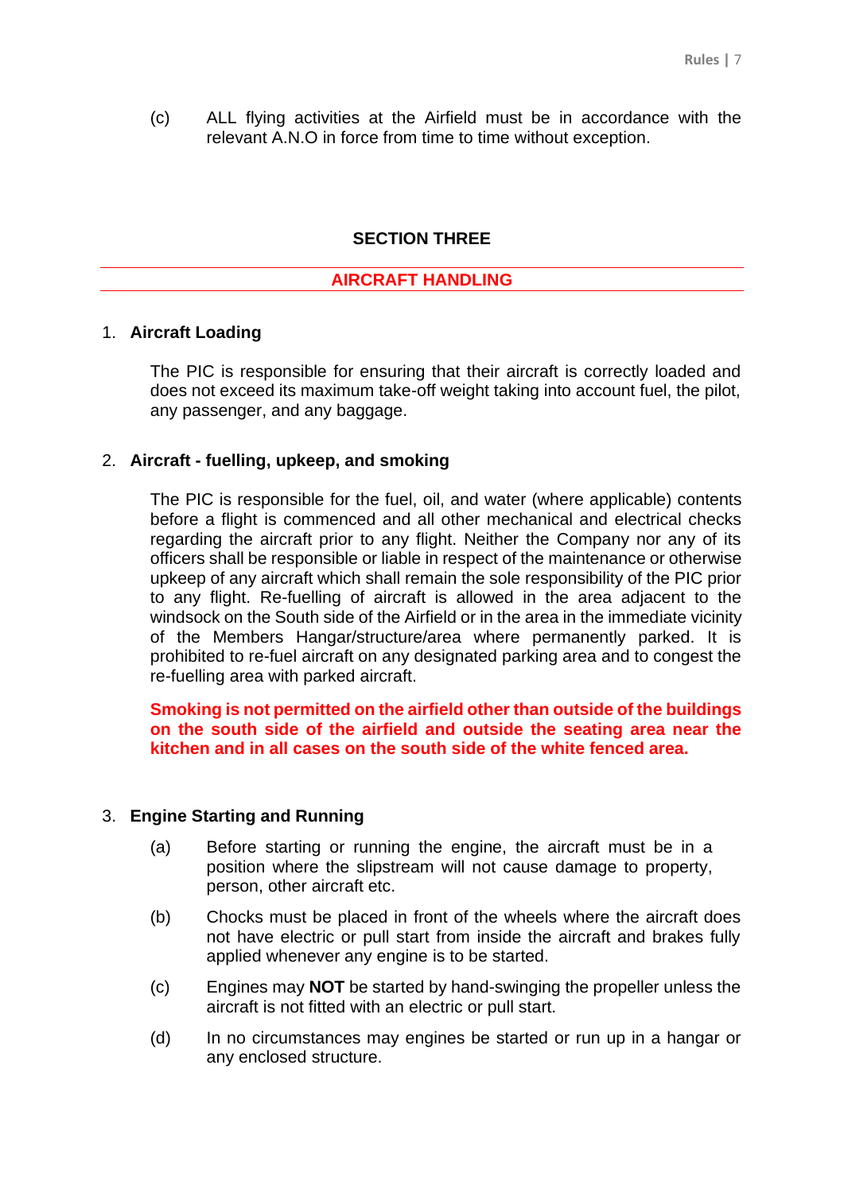(c) ALL flying activities at the Airfield must be in accordance with the relevant A.N.O in force from time to time without exception.

## SECTION THREE

## AIRCRAFT HANDLING

### 1. Aircraft Loading

The PIC is responsible for ensuring that their aircraft is correctly loaded and does not exceed its maximum take-off weight taking into account fuel, the pilot, any passenger, and any baggage.

### 2. Aircraft - fuelling, upkeep, and smoking

The PIC is responsible for the fuel, oil, and water (where applicable) contents before a flight is commenced and all other mechanical and electrical checks regarding the aircraft prior to any flight. Neither the Company nor any of its officers shall be responsible or liable in respect of the maintenance or otherwise upkeep of any aircraft which shall remain the sole responsibility of the PIC prior to any flight. Re-fuelling of aircraft is allowed in the area adjacent to the windsock on the South side of the Airfield or in the area in the immediate vicinity of the Members Hangar/structure/area where permanently parked. It is prohibited to re-fuel aircraft on any designated parking area and to congest the re-fuelling area with parked aircraft.

**Smoking is not permitted on the airfield other than outside of the buildings on the south side of the airfield and outside the seating area near the kitchen and in all cases on the south side of the white fenced area.**

### 3. Engine Starting and Running

(a) Before starting or running the engine, the aircraft must be in a position where the slipstream will not cause damage to property, person, other aircraft etc.

(b) Chocks must be placed in front of the wheels where the aircraft does not have electric or pull start from inside the aircraft and brakes fully applied whenever any engine is to be started.

(c) Engines may **NOT** be started by hand-swinging the propeller unless the aircraft is not fitted with an electric or pull start.

(d) In no circumstances may engines be started or run up in a hangar or any enclosed structure.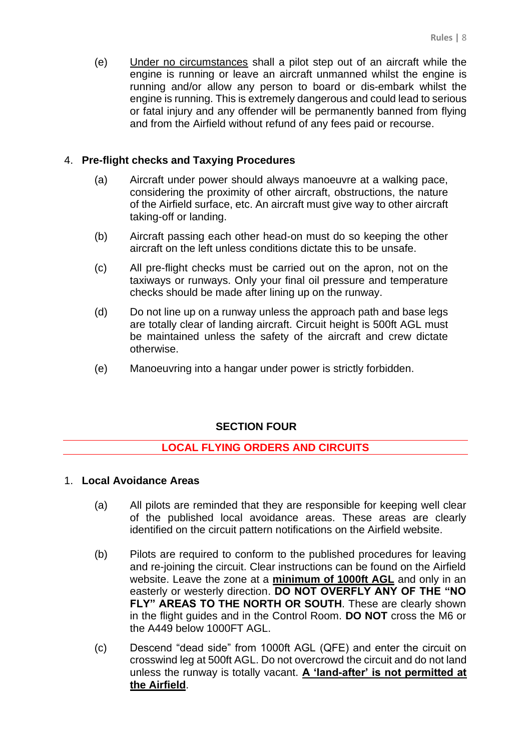(e) <u>Under no circumstances</u> shall a pilot step out of an aircraft while the engine is running or leave an aircraft unmanned whilst the engine is running and/or allow any person to board or dis-embark whilst the engine is running. This is extremely dangerous and could lead to serious or fatal injury and any offender will be permanently banned from flying and from the Airfield without refund of any fees paid or recourse.

4. **Pre-flight checks and Taxying Procedures**

(a) Aircraft under power should always manoeuvre at a walking pace, considering the proximity of other aircraft, obstructions, the nature of the Airfield surface, etc. An aircraft must give way to other aircraft taking-off or landing.

(b) Aircraft passing each other head-on must do so keeping the other aircraft on the left unless conditions dictate this to be unsafe.

(c) All pre-flight checks must be carried out on the apron, not on the taxiways or runways. Only your final oil pressure and temperature checks should be made after lining up on the runway.

(d) Do not line up on a runway unless the approach path and base legs are totally clear of landing aircraft. Circuit height is 500ft AGL must be maintained unless the safety of the aircraft and crew dictate otherwise.

(e) Manoeuvring into a hangar under power is strictly forbidden.

## SECTION FOUR

## LOCAL FLYING ORDERS AND CIRCUITS

1. **Local Avoidance Areas**

(a) All pilots are reminded that they are responsible for keeping well clear of the published local avoidance areas. These areas are clearly identified on the circuit pattern notifications on the Airfield website.

(b) Pilots are required to conform to the published procedures for leaving and re-joining the circuit. Clear instructions can be found on the Airfield website. Leave the zone at a **<u>minimum of 1000ft AGL</u>** and only in an easterly or westerly direction. **DO NOT OVERFLY ANY OF THE "NO FLY" AREAS TO THE NORTH OR SOUTH**. These are clearly shown in the flight guides and in the Control Room. **DO NOT** cross the M6 or the A449 below 1000FT AGL.

(c) Descend "dead side" from 1000ft AGL (QFE) and enter the circuit on crosswind leg at 500ft AGL. Do not overcrowd the circuit and do not land unless the runway is totally vacant. **<u>A 'land-after' is not permitted at the Airfield</u>**.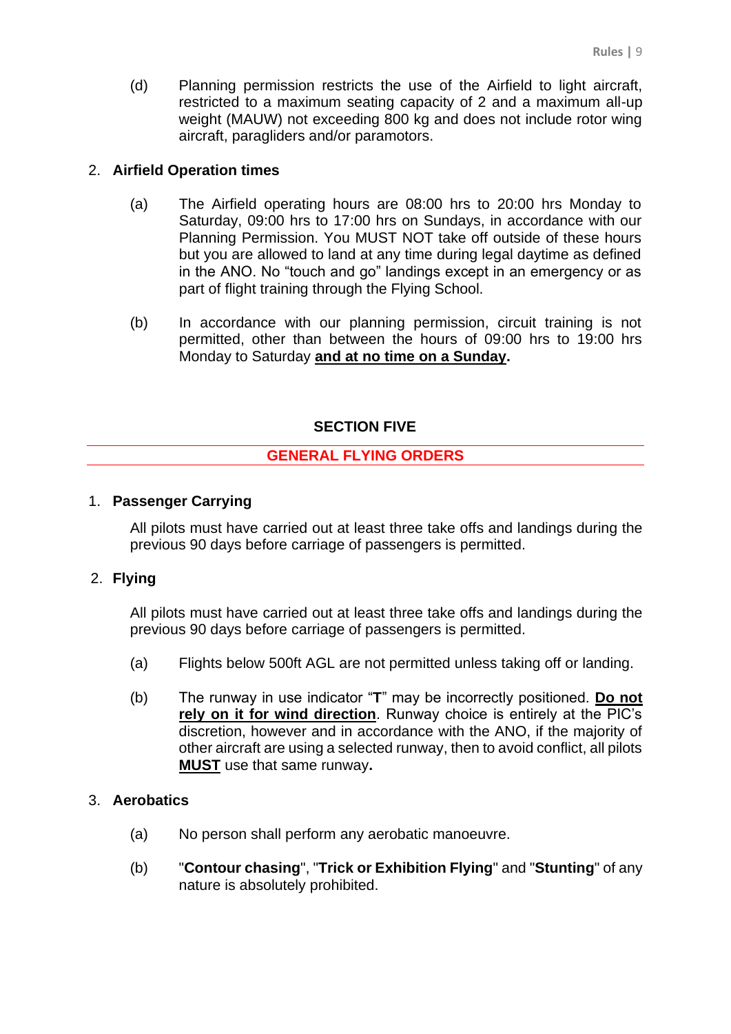(d) Planning permission restricts the use of the Airfield to light aircraft, restricted to a maximum seating capacity of 2 and a maximum all-up weight (MAUW) not exceeding 800 kg and does not include rotor wing aircraft, paragliders and/or paramotors.

2. **Airfield Operation times**

   (a) The Airfield operating hours are 08:00 hrs to 20:00 hrs Monday to Saturday, 09:00 hrs to 17:00 hrs on Sundays, in accordance with our Planning Permission. You MUST NOT take off outside of these hours but you are allowed to land at any time during legal daytime as defined in the ANO. No "touch and go" landings except in an emergency or as part of flight training through the Flying School.

   (b) In accordance with our planning permission, circuit training is not permitted, other than between the hours of 09:00 hrs to 19:00 hrs Monday to Saturday <u>**and at no time on a Sunday**</u>.

## SECTION FIVE

## GENERAL FLYING ORDERS

1. **Passenger Carrying**

   All pilots must have carried out at least three take offs and landings during the previous 90 days before carriage of passengers is permitted.

2. **Flying**

   All pilots must have carried out at least three take offs and landings during the previous 90 days before carriage of passengers is permitted.

   (a) Flights below 500ft AGL are not permitted unless taking off or landing.

   (b) The runway in use indicator "**T**" may be incorrectly positioned. <u>**Do not rely on it for wind direction**</u>. Runway choice is entirely at the PIC's discretion, however and in accordance with the ANO, if the majority of other aircraft are using a selected runway, then to avoid conflict, all pilots <u>**MUST**</u> use that same runway**.**

3. **Aerobatics**

   (a) No person shall perform any aerobatic manoeuvre.

   (b) "**Contour chasing**", "**Trick or Exhibition Flying**" and "**Stunting**" of any nature is absolutely prohibited.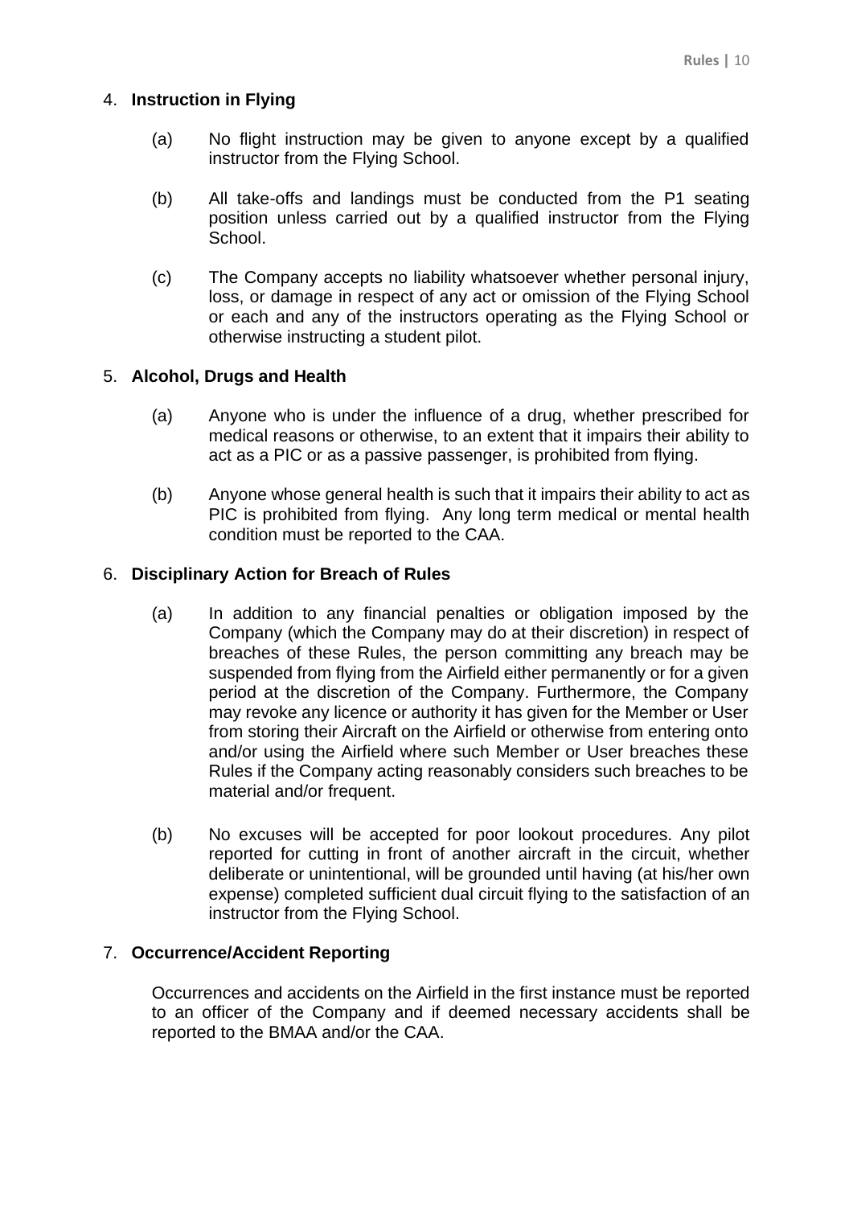## 4. **Instruction in Flying**

(a) No flight instruction may be given to anyone except by a qualified instructor from the Flying School.

(b) All take-offs and landings must be conducted from the P1 seating position unless carried out by a qualified instructor from the Flying School.

(c) The Company accepts no liability whatsoever whether personal injury, loss, or damage in respect of any act or omission of the Flying School or each and any of the instructors operating as the Flying School or otherwise instructing a student pilot.

## 5. **Alcohol, Drugs and Health**

(a) Anyone who is under the influence of a drug, whether prescribed for medical reasons or otherwise, to an extent that it impairs their ability to act as a PIC or as a passive passenger, is prohibited from flying.

(b) Anyone whose general health is such that it impairs their ability to act as PIC is prohibited from flying. Any long term medical or mental health condition must be reported to the CAA.

## 6. **Disciplinary Action for Breach of Rules**

(a) In addition to any financial penalties or obligation imposed by the Company (which the Company may do at their discretion) in respect of breaches of these Rules, the person committing any breach may be suspended from flying from the Airfield either permanently or for a given period at the discretion of the Company. Furthermore, the Company may revoke any licence or authority it has given for the Member or User from storing their Aircraft on the Airfield or otherwise from entering onto and/or using the Airfield where such Member or User breaches these Rules if the Company acting reasonably considers such breaches to be material and/or frequent.

(b) No excuses will be accepted for poor lookout procedures. Any pilot reported for cutting in front of another aircraft in the circuit, whether deliberate or unintentional, will be grounded until having (at his/her own expense) completed sufficient dual circuit flying to the satisfaction of an instructor from the Flying School.

## 7. **Occurrence/Accident Reporting**

Occurrences and accidents on the Airfield in the first instance must be reported to an officer of the Company and if deemed necessary accidents shall be reported to the BMAA and/or the CAA.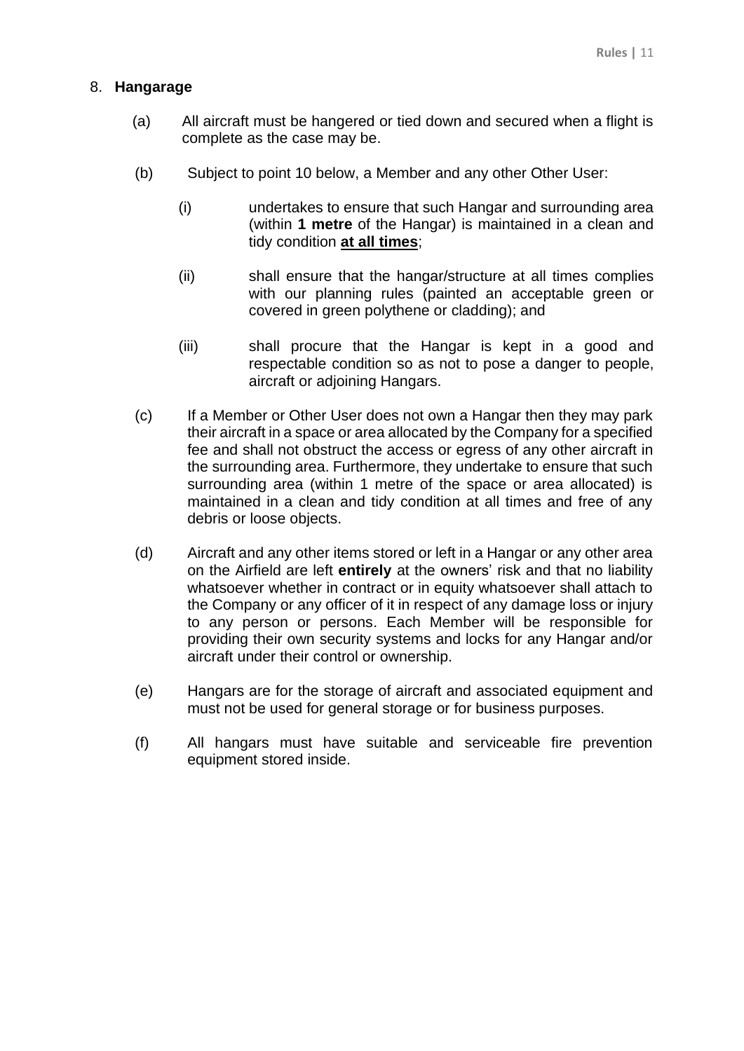## 8. **Hangarage**

(a) All aircraft must be hangered or tied down and secured when a flight is complete as the case may be.

(b) Subject to point 10 below, a Member and any other Other User:

(i) undertakes to ensure that such Hangar and surrounding area (within **1 metre** of the Hangar) is maintained in a clean and tidy condition **at all times**;

(ii) shall ensure that the hangar/structure at all times complies with our planning rules (painted an acceptable green or covered in green polythene or cladding); and

(iii) shall procure that the Hangar is kept in a good and respectable condition so as not to pose a danger to people, aircraft or adjoining Hangars.

(c) If a Member or Other User does not own a Hangar then they may park their aircraft in a space or area allocated by the Company for a specified fee and shall not obstruct the access or egress of any other aircraft in the surrounding area. Furthermore, they undertake to ensure that such surrounding area (within 1 metre of the space or area allocated) is maintained in a clean and tidy condition at all times and free of any debris or loose objects.

(d) Aircraft and any other items stored or left in a Hangar or any other area on the Airfield are left **entirely** at the owners' risk and that no liability whatsoever whether in contract or in equity whatsoever shall attach to the Company or any officer of it in respect of any damage loss or injury to any person or persons. Each Member will be responsible for providing their own security systems and locks for any Hangar and/or aircraft under their control or ownership.

(e) Hangars are for the storage of aircraft and associated equipment and must not be used for general storage or for business purposes.

(f) All hangars must have suitable and serviceable fire prevention equipment stored inside.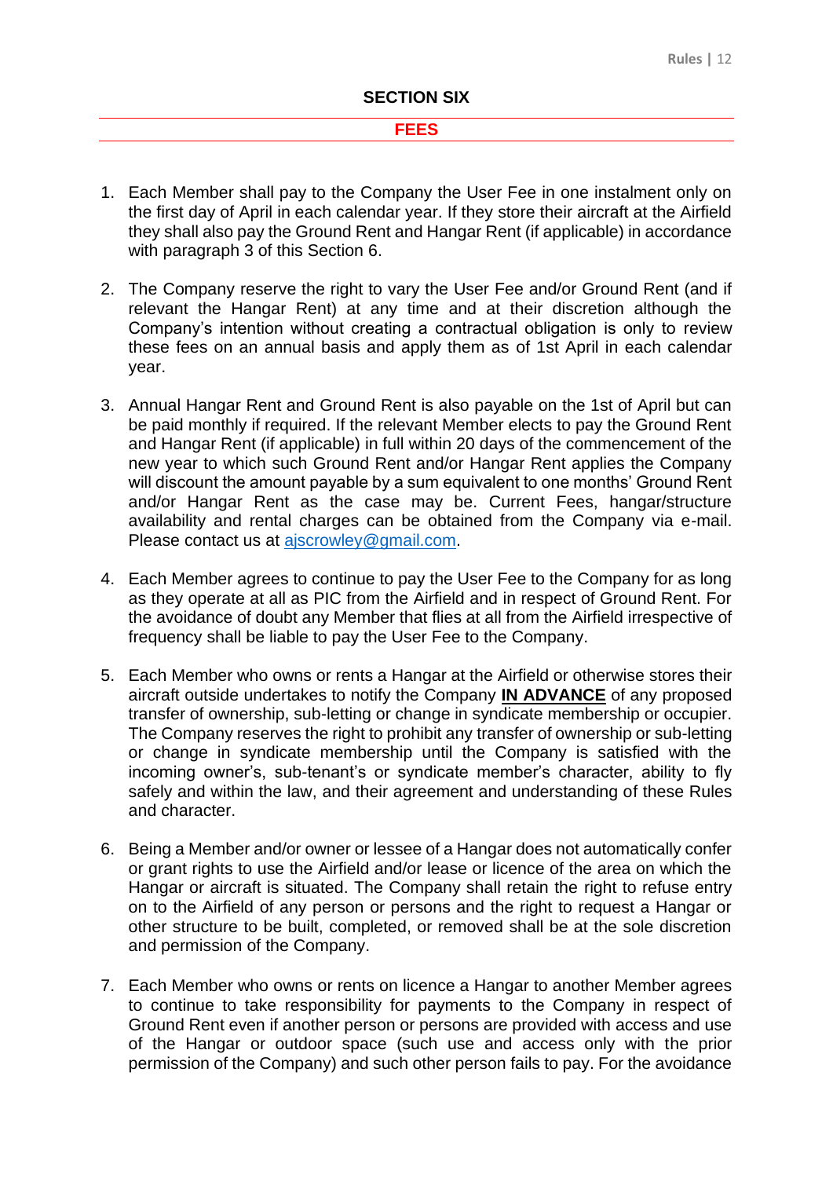## SECTION SIX

## FEES

1. Each Member shall pay to the Company the User Fee in one instalment only on the first day of April in each calendar year. If they store their aircraft at the Airfield they shall also pay the Ground Rent and Hangar Rent (if applicable) in accordance with paragraph 3 of this Section 6.

2. The Company reserve the right to vary the User Fee and/or Ground Rent (and if relevant the Hangar Rent) at any time and at their discretion although the Company's intention without creating a contractual obligation is only to review these fees on an annual basis and apply them as of 1st April in each calendar year.

3. Annual Hangar Rent and Ground Rent is also payable on the 1st of April but can be paid monthly if required. If the relevant Member elects to pay the Ground Rent and Hangar Rent (if applicable) in full within 20 days of the commencement of the new year to which such Ground Rent and/or Hangar Rent applies the Company will discount the amount payable by a sum equivalent to one months' Ground Rent and/or Hangar Rent as the case may be. Current Fees, hangar/structure availability and rental charges can be obtained from the Company via e-mail. Please contact us at ajscrowley@gmail.com.

4. Each Member agrees to continue to pay the User Fee to the Company for as long as they operate at all as PIC from the Airfield and in respect of Ground Rent. For the avoidance of doubt any Member that flies at all from the Airfield irrespective of frequency shall be liable to pay the User Fee to the Company.

5. Each Member who owns or rents a Hangar at the Airfield or otherwise stores their aircraft outside undertakes to notify the Company **IN ADVANCE** of any proposed transfer of ownership, sub-letting or change in syndicate membership or occupier. The Company reserves the right to prohibit any transfer of ownership or sub-letting or change in syndicate membership until the Company is satisfied with the incoming owner's, sub-tenant's or syndicate member's character, ability to fly safely and within the law, and their agreement and understanding of these Rules and character.

6. Being a Member and/or owner or lessee of a Hangar does not automatically confer or grant rights to use the Airfield and/or lease or licence of the area on which the Hangar or aircraft is situated. The Company shall retain the right to refuse entry on to the Airfield of any person or persons and the right to request a Hangar or other structure to be built, completed, or removed shall be at the sole discretion and permission of the Company.

7. Each Member who owns or rents on licence a Hangar to another Member agrees to continue to take responsibility for payments to the Company in respect of Ground Rent even if another person or persons are provided with access and use of the Hangar or outdoor space (such use and access only with the prior permission of the Company) and such other person fails to pay. For the avoidance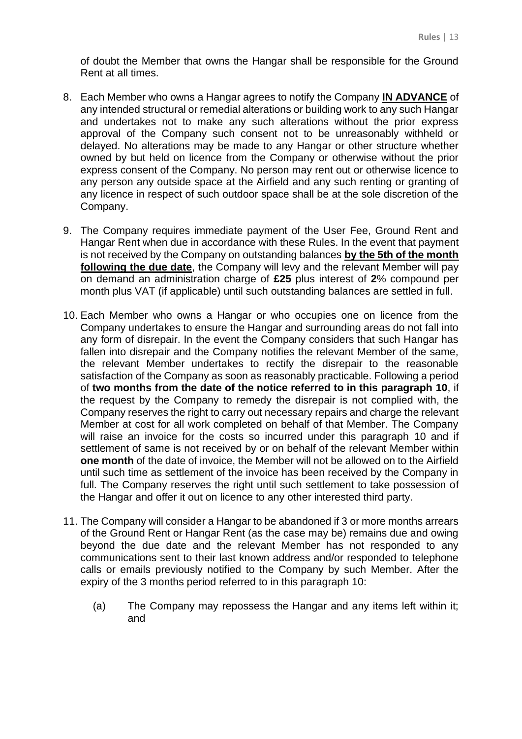of doubt the Member that owns the Hangar shall be responsible for the Ground Rent at all times.

8. Each Member who owns a Hangar agrees to notify the Company **IN ADVANCE** of any intended structural or remedial alterations or building work to any such Hangar and undertakes not to make any such alterations without the prior express approval of the Company such consent not to be unreasonably withheld or delayed. No alterations may be made to any Hangar or other structure whether owned by but held on licence from the Company or otherwise without the prior express consent of the Company. No person may rent out or otherwise licence to any person any outside space at the Airfield and any such renting or granting of any licence in respect of such outdoor space shall be at the sole discretion of the Company.

9. The Company requires immediate payment of the User Fee, Ground Rent and Hangar Rent when due in accordance with these Rules. In the event that payment is not received by the Company on outstanding balances **by the 5th of the month following the due date**, the Company will levy and the relevant Member will pay on demand an administration charge of **£25** plus interest of **2**% compound per month plus VAT (if applicable) until such outstanding balances are settled in full.

10. Each Member who owns a Hangar or who occupies one on licence from the Company undertakes to ensure the Hangar and surrounding areas do not fall into any form of disrepair. In the event the Company considers that such Hangar has fallen into disrepair and the Company notifies the relevant Member of the same, the relevant Member undertakes to rectify the disrepair to the reasonable satisfaction of the Company as soon as reasonably practicable. Following a period of **two months from the date of the notice referred to in this paragraph 10**, if the request by the Company to remedy the disrepair is not complied with, the Company reserves the right to carry out necessary repairs and charge the relevant Member at cost for all work completed on behalf of that Member. The Company will raise an invoice for the costs so incurred under this paragraph 10 and if settlement of same is not received by or on behalf of the relevant Member within **one month** of the date of invoice, the Member will not be allowed on to the Airfield until such time as settlement of the invoice has been received by the Company in full. The Company reserves the right until such settlement to take possession of the Hangar and offer it out on licence to any other interested third party.

11. The Company will consider a Hangar to be abandoned if 3 or more months arrears of the Ground Rent or Hangar Rent (as the case may be) remains due and owing beyond the due date and the relevant Member has not responded to any communications sent to their last known address and/or responded to telephone calls or emails previously notified to the Company by such Member. After the expiry of the 3 months period referred to in this paragraph 10:

    (a) The Company may repossess the Hangar and any items left within it; and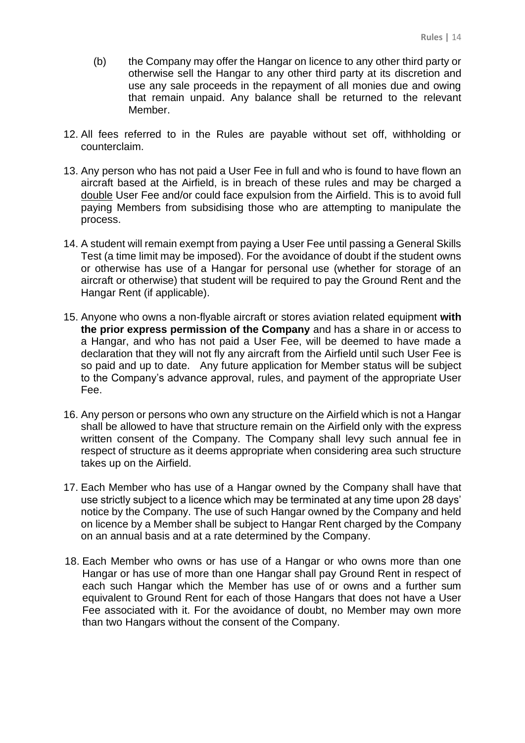(b) the Company may offer the Hangar on licence to any other third party or otherwise sell the Hangar to any other third party at its discretion and use any sale proceeds in the repayment of all monies due and owing that remain unpaid. Any balance shall be returned to the relevant Member.

12. All fees referred to in the Rules are payable without set off, withholding or counterclaim.

13. Any person who has not paid a User Fee in full and who is found to have flown an aircraft based at the Airfield, is in breach of these rules and may be charged a <u>double</u> User Fee and/or could face expulsion from the Airfield. This is to avoid full paying Members from subsidising those who are attempting to manipulate the process.

14. A student will remain exempt from paying a User Fee until passing a General Skills Test (a time limit may be imposed). For the avoidance of doubt if the student owns or otherwise has use of a Hangar for personal use (whether for storage of an aircraft or otherwise) that student will be required to pay the Ground Rent and the Hangar Rent (if applicable).

15. Anyone who owns a non-flyable aircraft or stores aviation related equipment **with the prior express permission of the Company** and has a share in or access to a Hangar, and who has not paid a User Fee, will be deemed to have made a declaration that they will not fly any aircraft from the Airfield until such User Fee is so paid and up to date. Any future application for Member status will be subject to the Company's advance approval, rules, and payment of the appropriate User Fee.

16. Any person or persons who own any structure on the Airfield which is not a Hangar shall be allowed to have that structure remain on the Airfield only with the express written consent of the Company. The Company shall levy such annual fee in respect of structure as it deems appropriate when considering area such structure takes up on the Airfield.

17. Each Member who has use of a Hangar owned by the Company shall have that use strictly subject to a licence which may be terminated at any time upon 28 days' notice by the Company. The use of such Hangar owned by the Company and held on licence by a Member shall be subject to Hangar Rent charged by the Company on an annual basis and at a rate determined by the Company.

18. Each Member who owns or has use of a Hangar or who owns more than one Hangar or has use of more than one Hangar shall pay Ground Rent in respect of each such Hangar which the Member has use of or owns and a further sum equivalent to Ground Rent for each of those Hangars that does not have a User Fee associated with it. For the avoidance of doubt, no Member may own more than two Hangars without the consent of the Company.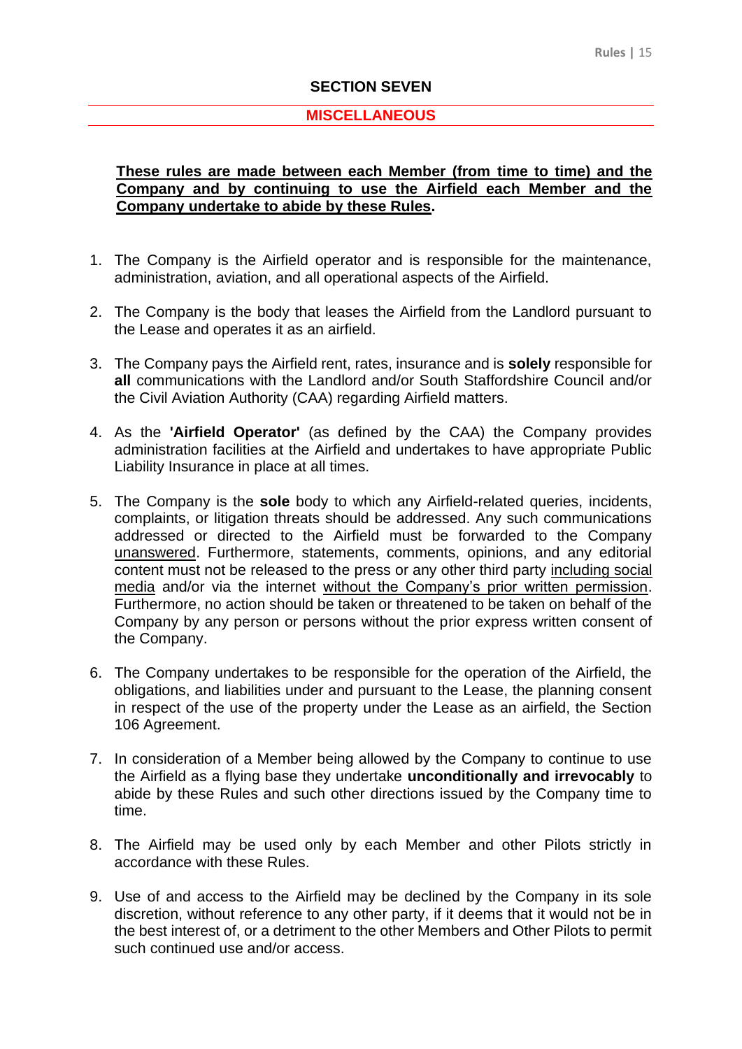## SECTION SEVEN

## MISCELLANEOUS

<u>**These rules are made between each Member (from time to time) and the Company and by continuing to use the Airfield each Member and the Company undertake to abide by these Rules**</u>**.**

1. The Company is the Airfield operator and is responsible for the maintenance, administration, aviation, and all operational aspects of the Airfield.

2. The Company is the body that leases the Airfield from the Landlord pursuant to the Lease and operates it as an airfield.

3. The Company pays the Airfield rent, rates, insurance and is **solely** responsible for **all** communications with the Landlord and/or South Staffordshire Council and/or the Civil Aviation Authority (CAA) regarding Airfield matters.

4. As the **'Airfield Operator'** (as defined by the CAA) the Company provides administration facilities at the Airfield and undertakes to have appropriate Public Liability Insurance in place at all times.

5. The Company is the **sole** body to which any Airfield-related queries, incidents, complaints, or litigation threats should be addressed. Any such communications addressed or directed to the Airfield must be forwarded to the Company <u>unanswered</u>. Furthermore, statements, comments, opinions, and any editorial content must not be released to the press or any other third party <u>including social media</u> and/or via the internet <u>without the Company's prior written permission</u>. Furthermore, no action should be taken or threatened to be taken on behalf of the Company by any person or persons without the prior express written consent of the Company.

6. The Company undertakes to be responsible for the operation of the Airfield, the obligations, and liabilities under and pursuant to the Lease, the planning consent in respect of the use of the property under the Lease as an airfield, the Section 106 Agreement.

7. In consideration of a Member being allowed by the Company to continue to use the Airfield as a flying base they undertake **unconditionally and irrevocably** to abide by these Rules and such other directions issued by the Company time to time.

8. The Airfield may be used only by each Member and other Pilots strictly in accordance with these Rules.

9. Use of and access to the Airfield may be declined by the Company in its sole discretion, without reference to any other party, if it deems that it would not be in the best interest of, or a detriment to the other Members and Other Pilots to permit such continued use and/or access.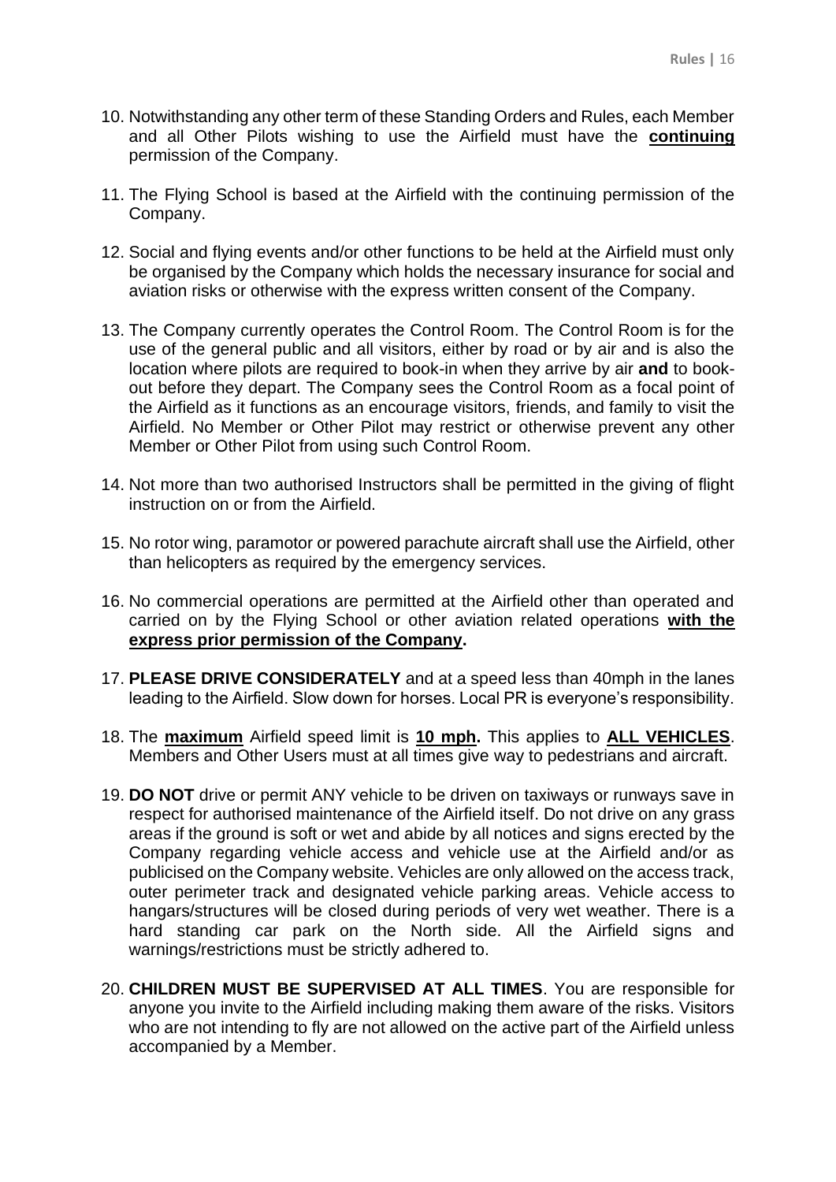10. Notwithstanding any other term of these Standing Orders and Rules, each Member and all Other Pilots wishing to use the Airfield must have the **<u>continuing</u>** permission of the Company.

11. The Flying School is based at the Airfield with the continuing permission of the Company.

12. Social and flying events and/or other functions to be held at the Airfield must only be organised by the Company which holds the necessary insurance for social and aviation risks or otherwise with the express written consent of the Company.

13. The Company currently operates the Control Room. The Control Room is for the use of the general public and all visitors, either by road or by air and is also the location where pilots are required to book-in when they arrive by air **and** to book-out before they depart. The Company sees the Control Room as a focal point of the Airfield as it functions as an encourage visitors, friends, and family to visit the Airfield. No Member or Other Pilot may restrict or otherwise prevent any other Member or Other Pilot from using such Control Room.

14. Not more than two authorised Instructors shall be permitted in the giving of flight instruction on or from the Airfield.

15. No rotor wing, paramotor or powered parachute aircraft shall use the Airfield, other than helicopters as required by the emergency services.

16. No commercial operations are permitted at the Airfield other than operated and carried on by the Flying School or other aviation related operations **<u>with the express prior permission of the Company</u>.**

17. **PLEASE DRIVE CONSIDERATELY** and at a speed less than 40mph in the lanes leading to the Airfield. Slow down for horses. Local PR is everyone's responsibility.

18. The **<u>maximum</u>** Airfield speed limit is **<u>10 mph</u>.** This applies to **<u>ALL VEHICLES</u>**. Members and Other Users must at all times give way to pedestrians and aircraft.

19. **DO NOT** drive or permit ANY vehicle to be driven on taxiways or runways save in respect for authorised maintenance of the Airfield itself. Do not drive on any grass areas if the ground is soft or wet and abide by all notices and signs erected by the Company regarding vehicle access and vehicle use at the Airfield and/or as publicised on the Company website. Vehicles are only allowed on the access track, outer perimeter track and designated vehicle parking areas. Vehicle access to hangars/structures will be closed during periods of very wet weather. There is a hard standing car park on the North side. All the Airfield signs and warnings/restrictions must be strictly adhered to.

20. **CHILDREN MUST BE SUPERVISED AT ALL TIMES**. You are responsible for anyone you invite to the Airfield including making them aware of the risks. Visitors who are not intending to fly are not allowed on the active part of the Airfield unless accompanied by a Member.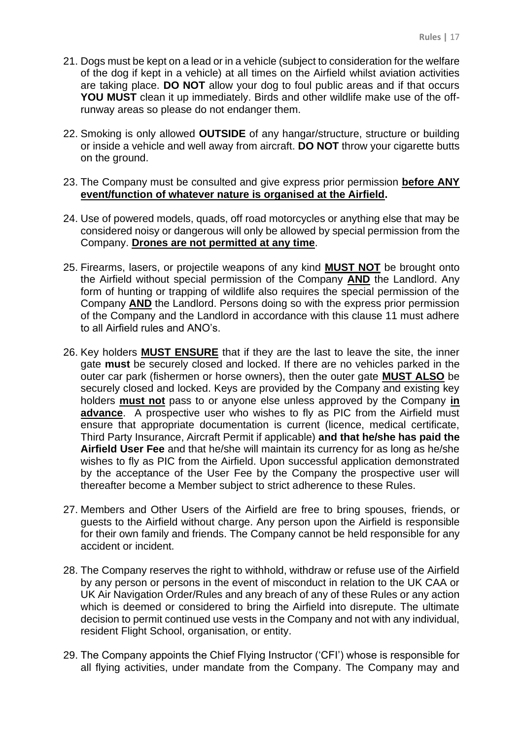21. Dogs must be kept on a lead or in a vehicle (subject to consideration for the welfare of the dog if kept in a vehicle) at all times on the Airfield whilst aviation activities are taking place. **DO NOT** allow your dog to foul public areas and if that occurs **YOU MUST** clean it up immediately. Birds and other wildlife make use of the off-runway areas so please do not endanger them.

22. Smoking is only allowed **OUTSIDE** of any hangar/structure, structure or building or inside a vehicle and well away from aircraft. **DO NOT** throw your cigarette butts on the ground.

23. The Company must be consulted and give express prior permission <u>**before ANY event/function of whatever nature is organised at the Airfield**</u>**.**

24. Use of powered models, quads, off road motorcycles or anything else that may be considered noisy or dangerous will only be allowed by special permission from the Company. <u>**Drones are not permitted at any time**</u>.

25. Firearms, lasers, or projectile weapons of any kind <u>**MUST NOT**</u> be brought onto the Airfield without special permission of the Company <u>**AND**</u> the Landlord. Any form of hunting or trapping of wildlife also requires the special permission of the Company <u>**AND**</u> the Landlord. Persons doing so with the express prior permission of the Company and the Landlord in accordance with this clause 11 must adhere to all Airfield rules and ANO's.

26. Key holders <u>**MUST ENSURE**</u> that if they are the last to leave the site, the inner gate **must** be securely closed and locked. If there are no vehicles parked in the outer car park (fishermen or horse owners), then the outer gate <u>**MUST ALSO**</u> be securely closed and locked. Keys are provided by the Company and existing key holders <u>**must not**</u> pass to or anyone else unless approved by the Company <u>**in advance**</u>. A prospective user who wishes to fly as PIC from the Airfield must ensure that appropriate documentation is current (licence, medical certificate, Third Party Insurance, Aircraft Permit if applicable) **and that he/she has paid the Airfield User Fee** and that he/she will maintain its currency for as long as he/she wishes to fly as PIC from the Airfield. Upon successful application demonstrated by the acceptance of the User Fee by the Company the prospective user will thereafter become a Member subject to strict adherence to these Rules.

27. Members and Other Users of the Airfield are free to bring spouses, friends, or guests to the Airfield without charge. Any person upon the Airfield is responsible for their own family and friends. The Company cannot be held responsible for any accident or incident.

28. The Company reserves the right to withhold, withdraw or refuse use of the Airfield by any person or persons in the event of misconduct in relation to the UK CAA or UK Air Navigation Order/Rules and any breach of any of these Rules or any action which is deemed or considered to bring the Airfield into disrepute. The ultimate decision to permit continued use vests in the Company and not with any individual, resident Flight School, organisation, or entity.

29. The Company appoints the Chief Flying Instructor ('CFI') whose is responsible for all flying activities, under mandate from the Company. The Company may and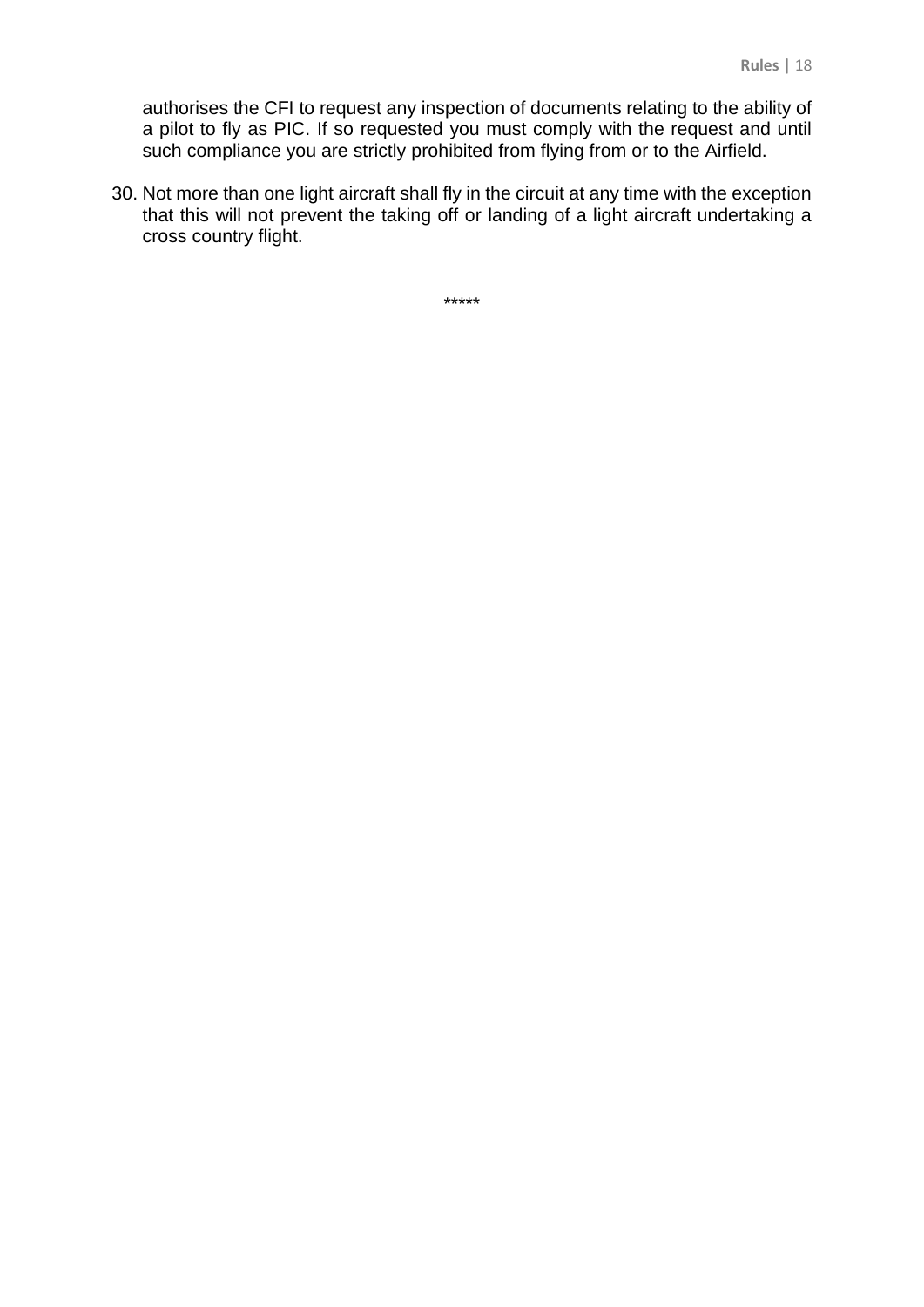authorises the CFI to request any inspection of documents relating to the ability of a pilot to fly as PIC. If so requested you must comply with the request and until such compliance you are strictly prohibited from flying from or to the Airfield.

30. Not more than one light aircraft shall fly in the circuit at any time with the exception that this will not prevent the taking off or landing of a light aircraft undertaking a cross country flight.

*****